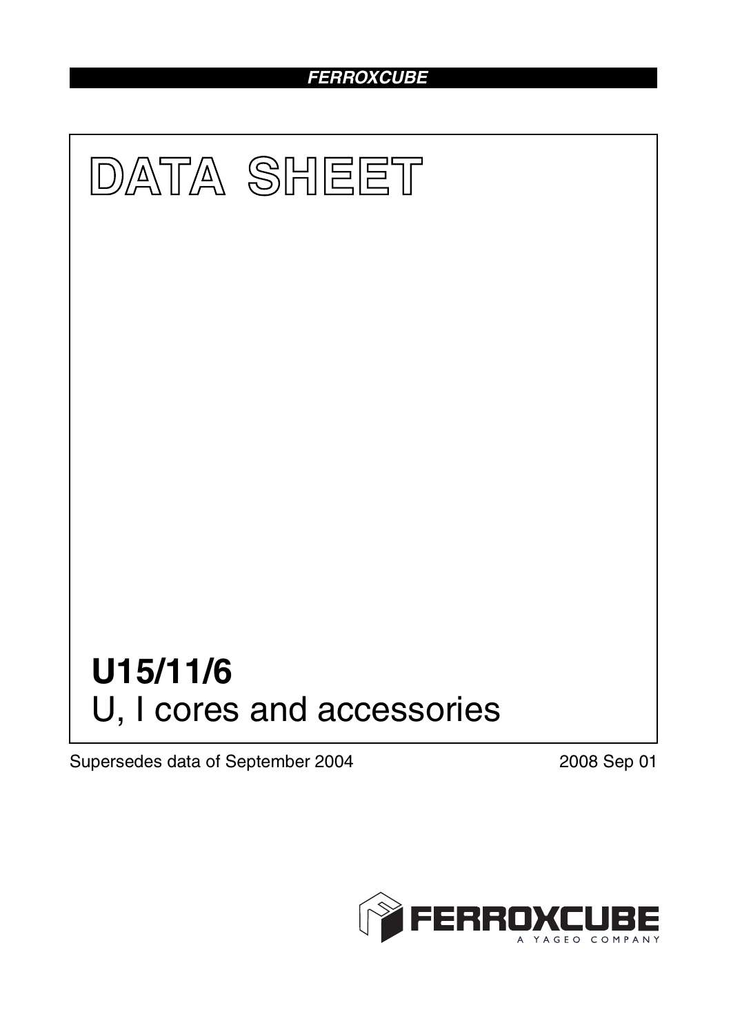# DATA SHEET

# U15/11/6

## U, I cores and accessories

Supersedes data of September 2004

2008 Sep 01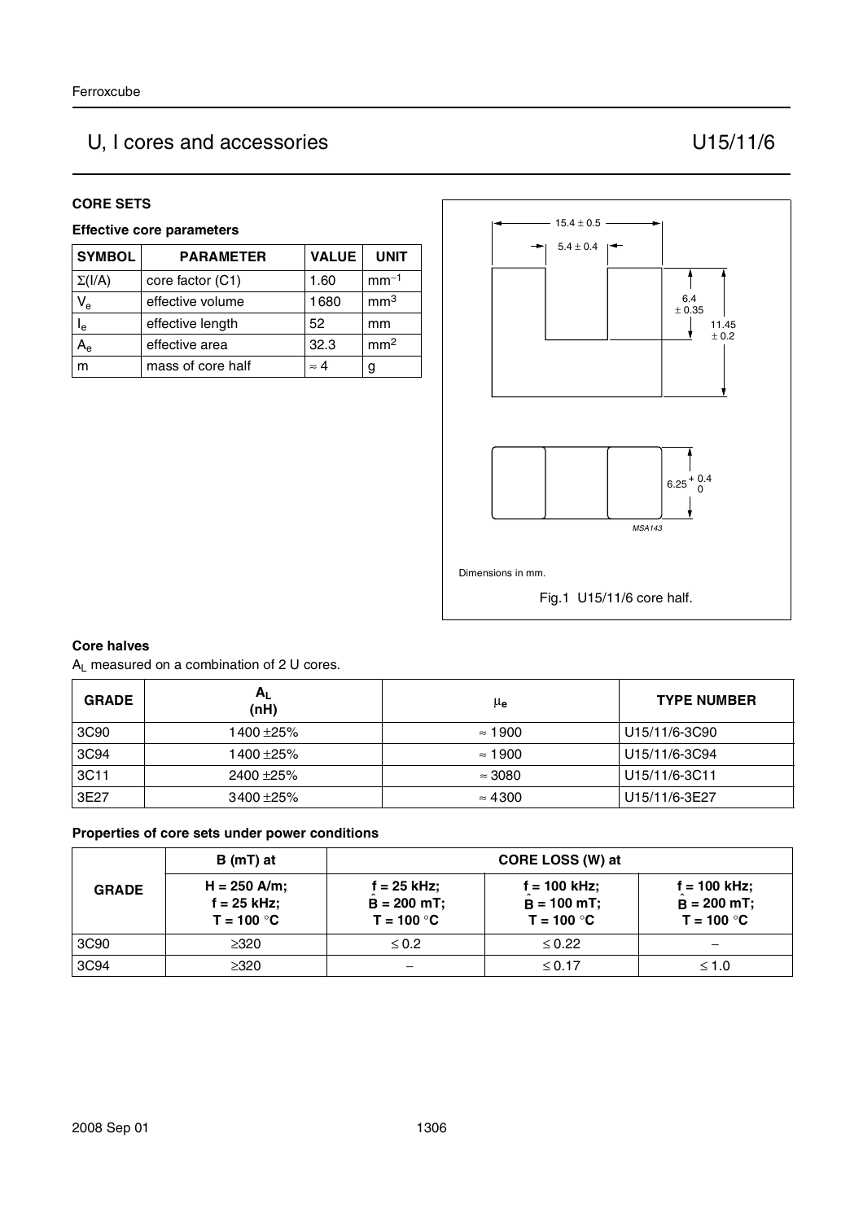# U, I cores and accessories — U15/11/6

## CORE SETS

### Effective core parameters

| SYMBOL | PARAMETER | VALUE | UNIT |
|---|---|---|---|
| $\Sigma(I/A)$ | core factor (C1) | 1.60 | $mm^{-1}$ |
| $V_e$ | effective volume | 1680 | $mm^3$ |
| $l_e$ | effective length | 52 | mm |
| $A_e$ | effective area | 32.3 | $mm^2$ |
| m | mass of core half | ≈ 4 | g |

Dimensions in mm.

Fig.1 U15/11/6 core half.

### Core halves

$A_L$ measured on a combination of 2 U cores.

| GRADE | $A_L$ (nH) | $\mu_e$ | TYPE NUMBER |
|---|---|---|---|
| 3C90 | 1400 ±25% | ≈ 1900 | U15/11/6-3C90 |
| 3C94 | 1400 ±25% | ≈ 1900 | U15/11/6-3C94 |
| 3C11 | 2400 ±25% | ≈ 3080 | U15/11/6-3C11 |
| 3E27 | 3400 ±25% | ≈ 4300 | U15/11/6-3E27 |

### Properties of core sets under power conditions

| GRADE | B (mT) at | CORE LOSS (W) at | | |
|---|---|---|---|---|
| | H = 250 A/m; f = 25 kHz; T = 100 °C | f = 25 kHz; $\hat{B}$ = 200 mT; T = 100 °C | f = 100 kHz; $\hat{B}$ = 100 mT; T = 100 °C | f = 100 kHz; $\hat{B}$ = 200 mT; T = 100 °C |
| 3C90 | ≥320 | ≤ 0.2 | ≤ 0.22 | − |
| 3C94 | ≥320 | − | ≤ 0.17 | ≤ 1.0 |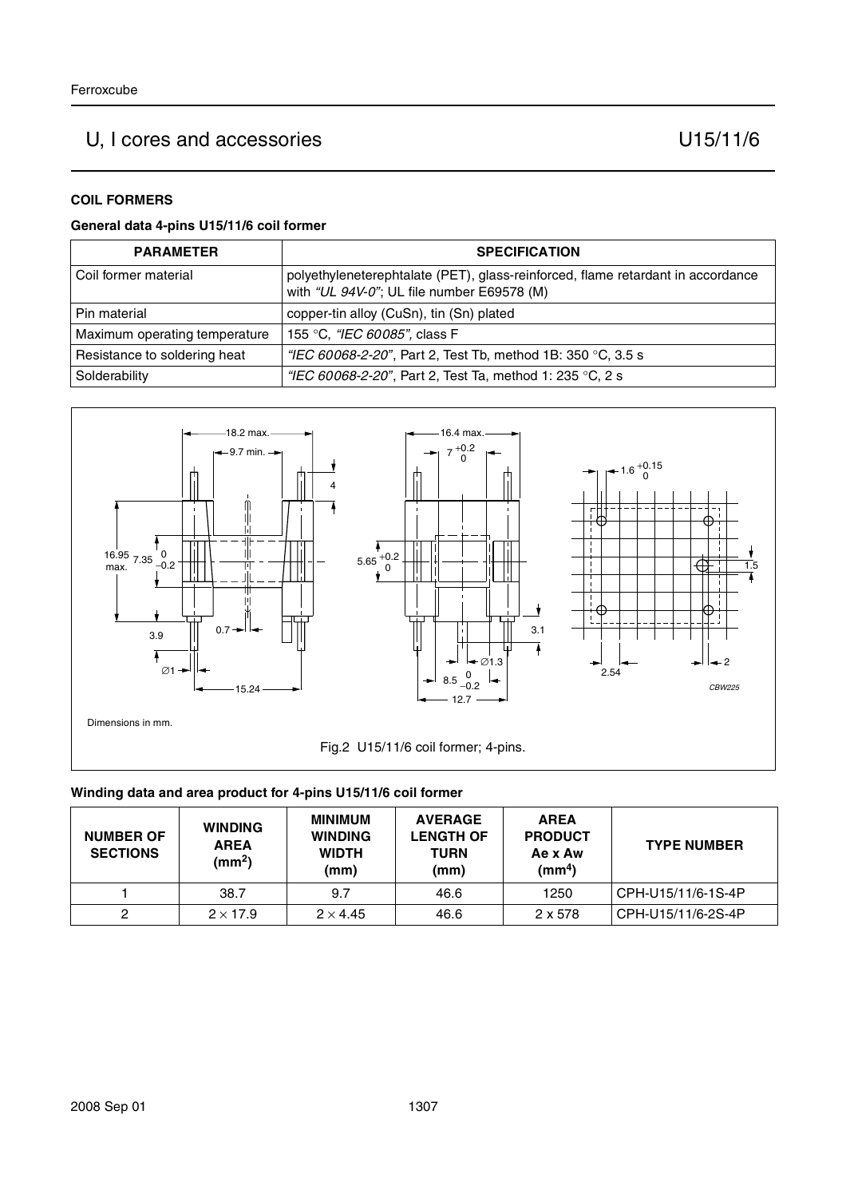## COIL FORMERS

### General data 4-pins U15/11/6 coil former

| PARAMETER | SPECIFICATION |
|---|---|
| Coil former material | polyethyleneterephtalate (PET), glass-reinforced, flame retardant in accordance with *"UL 94V-0"*; UL file number E69578 (M) |
| Pin material | copper-tin alloy (CuSn), tin (Sn) plated |
| Maximum operating temperature | 155 °C, *"IEC 60085"*, class F |
| Resistance to soldering heat | *"IEC 60068-2-20"*, Part 2, Test Tb, method 1B: 350 °C, 3.5 s |
| Solderability | *"IEC 60068-2-20"*, Part 2, Test Ta, method 1: 235 °C, 2 s |

Dimensions in mm.

Fig.2 U15/11/6 coil former; 4-pins.

### Winding data and area product for 4-pins U15/11/6 coil former

| NUMBER OF SECTIONS | WINDING AREA ($mm^2$) | MINIMUM WINDING WIDTH (mm) | AVERAGE LENGTH OF TURN (mm) | AREA PRODUCT Ae x Aw ($mm^4$) | TYPE NUMBER |
|---|---|---|---|---|---|
| 1 | 38.7 | 9.7 | 46.6 | 1250 | CPH-U15/11/6-1S-4P |
| 2 | 2 × 17.9 | 2 × 4.45 | 46.6 | 2 x 578 | CPH-U15/11/6-2S-4P |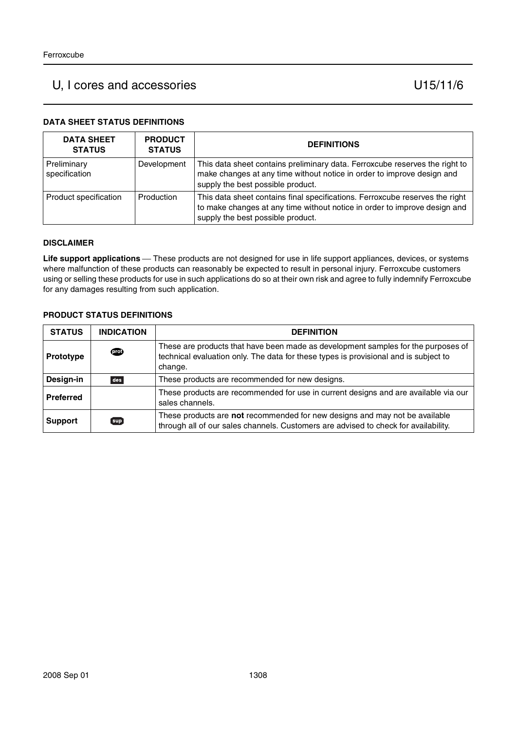## DATA SHEET STATUS DEFINITIONS

| DATA SHEET STATUS | PRODUCT STATUS | DEFINITIONS |
|---|---|---|
| Preliminary specification | Development | This data sheet contains preliminary data. Ferroxcube reserves the right to make changes at any time without notice in order to improve design and supply the best possible product. |
| Product specification | Production | This data sheet contains final specifications. Ferroxcube reserves the right to make changes at any time without notice in order to improve design and supply the best possible product. |

## DISCLAIMER

**Life support applications** — These products are not designed for use in life support appliances, devices, or systems where malfunction of these products can reasonably be expected to result in personal injury. Ferroxcube customers using or selling these products for use in such applications do so at their own risk and agree to fully indemnify Ferroxcube for any damages resulting from such application.

## PRODUCT STATUS DEFINITIONS

| STATUS | INDICATION | DEFINITION |
|---|---|---|
| **Prototype** | prot | These are products that have been made as development samples for the purposes of technical evaluation only. The data for these types is provisional and is subject to change. |
| **Design-in** | des | These products are recommended for new designs. |
| **Preferred** | | These products are recommended for use in current designs and are available via our sales channels. |
| **Support** | sup | These products are **not** recommended for new designs and may not be available through all of our sales channels. Customers are advised to check for availability. |